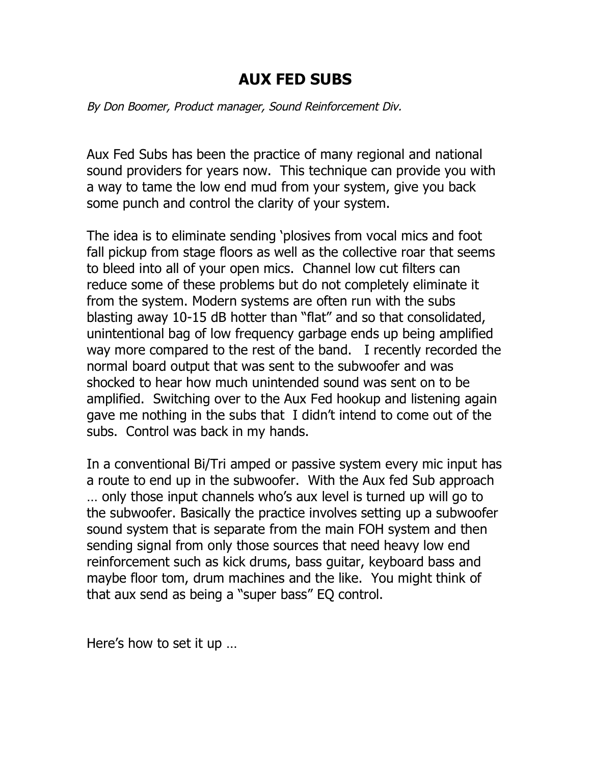# AUX FED SUBS

*By Don Boomer, Product manager, Sound Reinforcement Div.*

Aux Fed Subs has been the practice of many regional and national sound providers for years now. This technique can provide you with a way to tame the low end mud from your system, give you back some punch and control the clarity of your system.

The idea is to eliminate sending 'plosives from vocal mics and foot fall pickup from stage floors as well as the collective roar that seems to bleed into all of your open mics. Channel low cut filters can reduce some of these problems but do not completely eliminate it from the system. Modern systems are often run with the subs blasting away 10-15 dB hotter than "flat" and so that consolidated, unintentional bag of low frequency garbage ends up being amplified way more compared to the rest of the band. I recently recorded the normal board output that was sent to the subwoofer and was shocked to hear how much unintended sound was sent on to be amplified. Switching over to the Aux Fed hookup and listening again gave me nothing in the subs that I didn't intend to come out of the subs. Control was back in my hands.

In a conventional Bi/Tri amped or passive system every mic input has a route to end up in the subwoofer. With the Aux fed Sub approach … only those input channels who's aux level is turned up will go to the subwoofer. Basically the practice involves setting up a subwoofer sound system that is separate from the main FOH system and then sending signal from only those sources that need heavy low end reinforcement such as kick drums, bass guitar, keyboard bass and maybe floor tom, drum machines and the like. You might think of that aux send as being a "super bass" EQ control.

Here's how to set it up …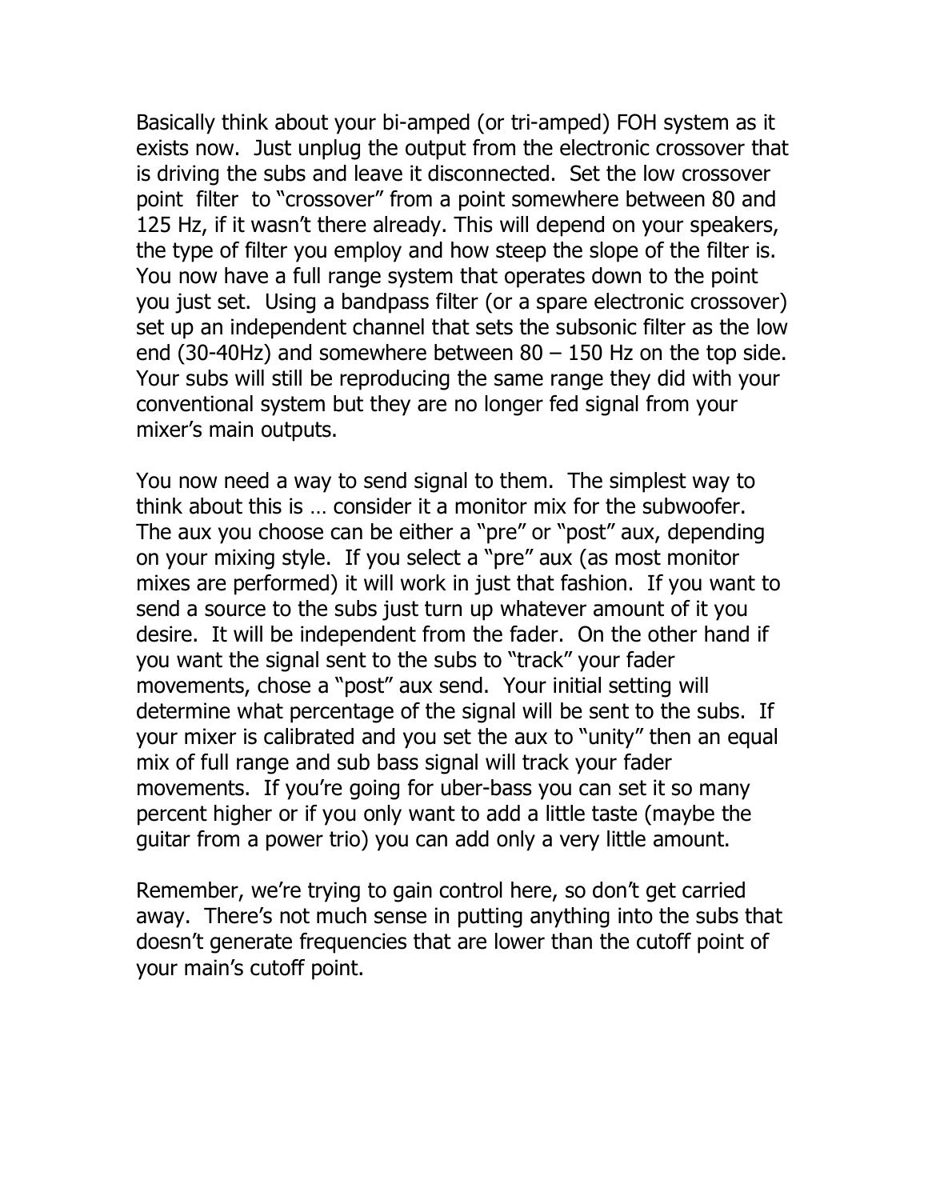Basically think about your bi-amped (or tri-amped) FOH system as it exists now. Just unplug the output from the electronic crossover that is driving the subs and leave it disconnected. Set the low crossover point filter to "crossover" from a point somewhere between 80 and 125 Hz, if it wasn't there already. This will depend on your speakers, the type of filter you employ and how steep the slope of the filter is. You now have a full range system that operates down to the point you just set. Using a bandpass filter (or a spare electronic crossover) set up an independent channel that sets the subsonic filter as the low end (30-40Hz) and somewhere between 80 – 150 Hz on the top side. Your subs will still be reproducing the same range they did with your conventional system but they are no longer fed signal from your mixer's main outputs.

You now need a way to send signal to them. The simplest way to think about this is … consider it a monitor mix for the subwoofer. The aux you choose can be either a "pre" or "post" aux, depending on your mixing style. If you select a "pre" aux (as most monitor mixes are performed) it will work in just that fashion. If you want to send a source to the subs just turn up whatever amount of it you desire. It will be independent from the fader. On the other hand if you want the signal sent to the subs to "track" your fader movements, chose a "post" aux send. Your initial setting will determine what percentage of the signal will be sent to the subs. If your mixer is calibrated and you set the aux to "unity" then an equal mix of full range and sub bass signal will track your fader movements. If you're going for uber-bass you can set it so many percent higher or if you only want to add a little taste (maybe the guitar from a power trio) you can add only a very little amount.

Remember, we're trying to gain control here, so don't get carried away. There's not much sense in putting anything into the subs that doesn't generate frequencies that are lower than the cutoff point of your main's cutoff point.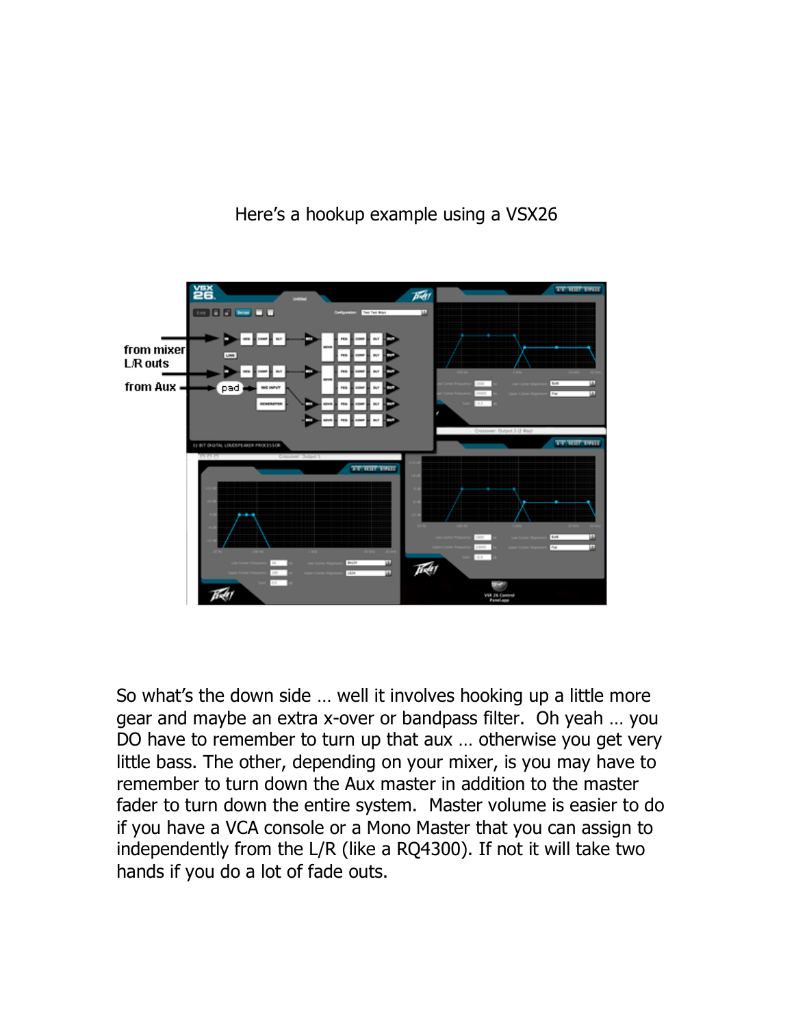Here's a hookup example using a VSX26

from mixer L/R outs

from Aux

pad

So what's the down side … well it involves hooking up a little more gear and maybe an extra x-over or bandpass filter. Oh yeah … you DO have to remember to turn up that aux … otherwise you get very little bass. The other, depending on your mixer, is you may have to remember to turn down the Aux master in addition to the master fader to turn down the entire system. Master volume is easier to do if you have a VCA console or a Mono Master that you can assign to independently from the L/R (like a RQ4300). If not it will take two hands if you do a lot of fade outs.